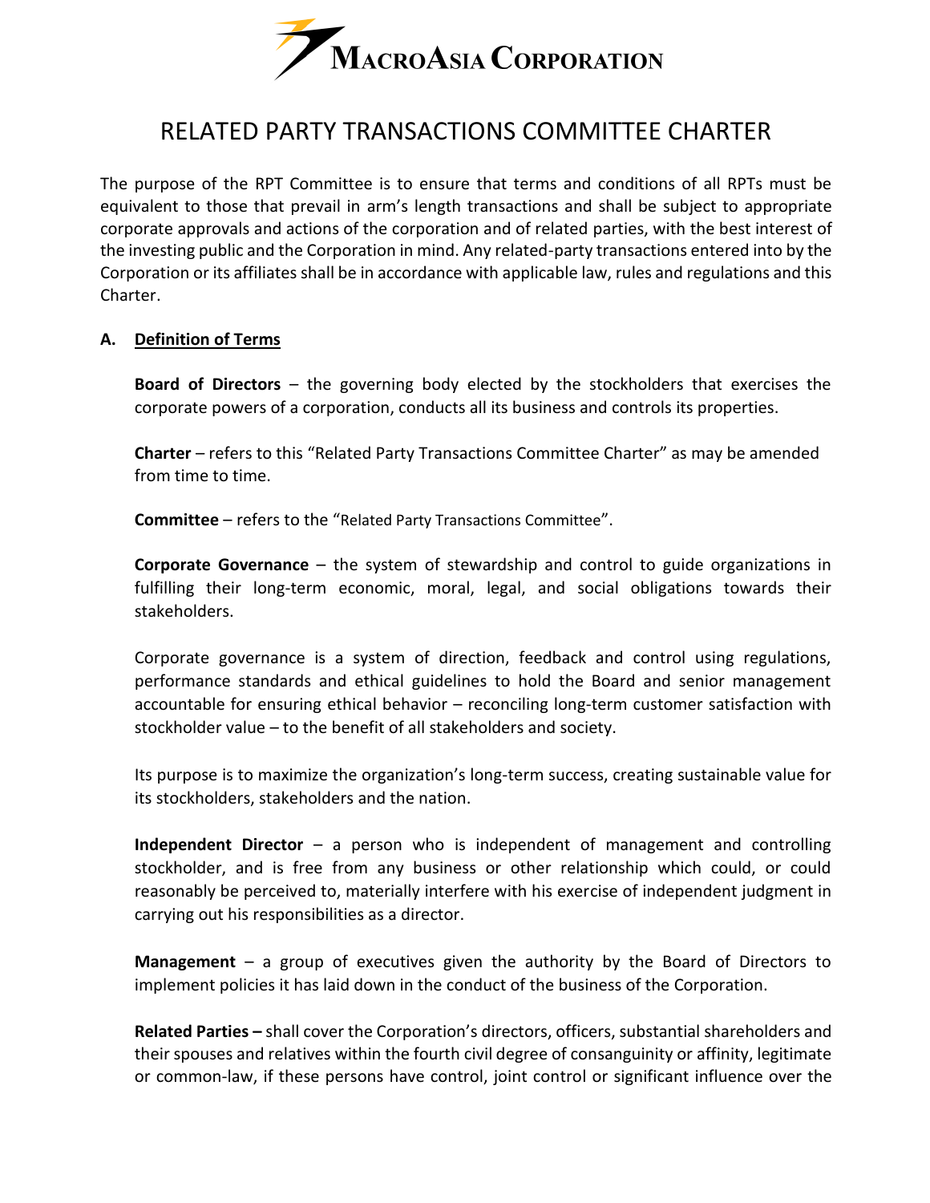MacroAsia Corporation

# RELATED PARTY TRANSACTIONS COMMITTEE CHARTER

The purpose of the RPT Committee is to ensure that terms and conditions of all RPTs must be equivalent to those that prevail in arm's length transactions and shall be subject to appropriate corporate approvals and actions of the corporation and of related parties, with the best interest of the investing public and the Corporation in mind. Any related-party transactions entered into by the Corporation or its affiliates shall be in accordance with applicable law, rules and regulations and this Charter.

## A. Definition of Terms

**Board of Directors** – the governing body elected by the stockholders that exercises the corporate powers of a corporation, conducts all its business and controls its properties.

**Charter** – refers to this "Related Party Transactions Committee Charter" as may be amended from time to time.

**Committee** – refers to the "Related Party Transactions Committee".

**Corporate Governance** – the system of stewardship and control to guide organizations in fulfilling their long-term economic, moral, legal, and social obligations towards their stakeholders.

Corporate governance is a system of direction, feedback and control using regulations, performance standards and ethical guidelines to hold the Board and senior management accountable for ensuring ethical behavior – reconciling long-term customer satisfaction with stockholder value – to the benefit of all stakeholders and society.

Its purpose is to maximize the organization's long-term success, creating sustainable value for its stockholders, stakeholders and the nation.

**Independent Director** – a person who is independent of management and controlling stockholder, and is free from any business or other relationship which could, or could reasonably be perceived to, materially interfere with his exercise of independent judgment in carrying out his responsibilities as a director.

**Management** – a group of executives given the authority by the Board of Directors to implement policies it has laid down in the conduct of the business of the Corporation.

**Related Parties –** shall cover the Corporation's directors, officers, substantial shareholders and their spouses and relatives within the fourth civil degree of consanguinity or affinity, legitimate or common-law, if these persons have control, joint control or significant influence over the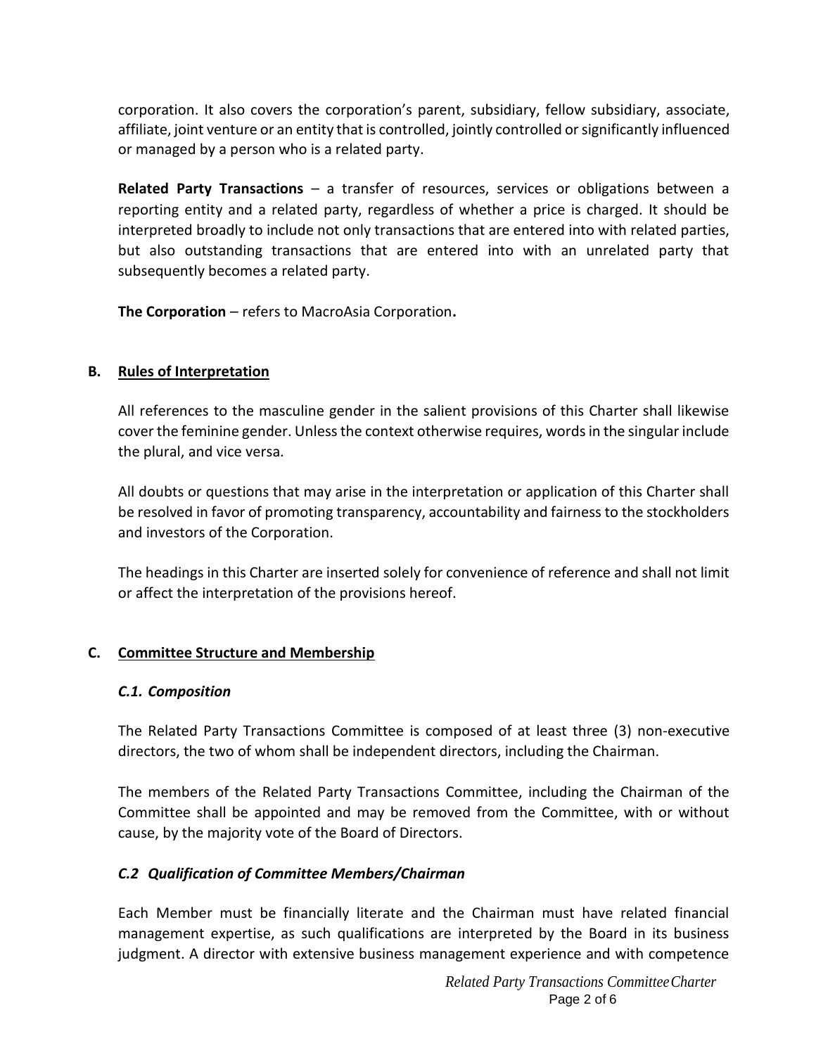corporation. It also covers the corporation's parent, subsidiary, fellow subsidiary, associate, affiliate, joint venture or an entity that is controlled, jointly controlled or significantly influenced or managed by a person who is a related party.

**Related Party Transactions** – a transfer of resources, services or obligations between a reporting entity and a related party, regardless of whether a price is charged. It should be interpreted broadly to include not only transactions that are entered into with related parties, but also outstanding transactions that are entered into with an unrelated party that subsequently becomes a related party.

**The Corporation** – refers to MacroAsia Corporation**.**

## B. Rules of Interpretation

All references to the masculine gender in the salient provisions of this Charter shall likewise cover the feminine gender. Unless the context otherwise requires, words in the singular include the plural, and vice versa.

All doubts or questions that may arise in the interpretation or application of this Charter shall be resolved in favor of promoting transparency, accountability and fairness to the stockholders and investors of the Corporation.

The headings in this Charter are inserted solely for convenience of reference and shall not limit or affect the interpretation of the provisions hereof.

## C. Committee Structure and Membership

### *C.1. Composition*

The Related Party Transactions Committee is composed of at least three (3) non-executive directors, the two of whom shall be independent directors, including the Chairman.

The members of the Related Party Transactions Committee, including the Chairman of the Committee shall be appointed and may be removed from the Committee, with or without cause, by the majority vote of the Board of Directors.

### *C.2 Qualification of Committee Members/Chairman*

Each Member must be financially literate and the Chairman must have related financial management expertise, as such qualifications are interpreted by the Board in its business judgment. A director with extensive business management experience and with competence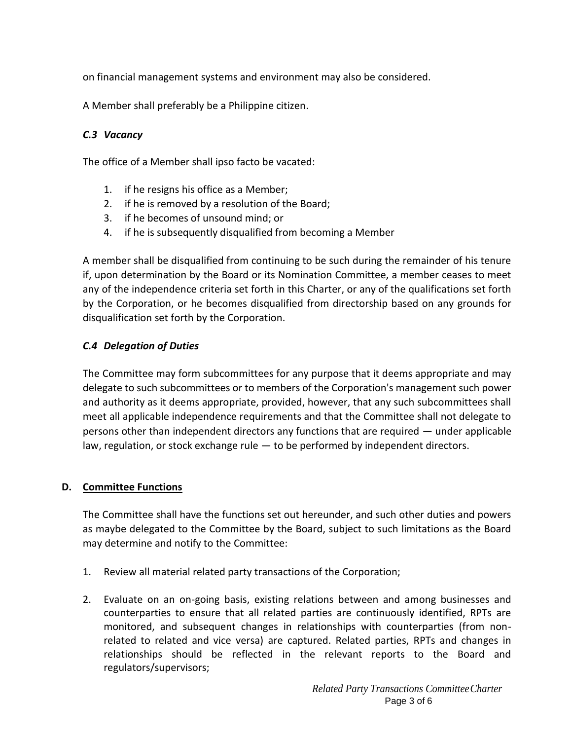on financial management systems and environment may also be considered.

A Member shall preferably be a Philippine citizen.

### *C.3 Vacancy*

The office of a Member shall ipso facto be vacated:

1. if he resigns his office as a Member;
2. if he is removed by a resolution of the Board;
3. if he becomes of unsound mind; or
4. if he is subsequently disqualified from becoming a Member

A member shall be disqualified from continuing to be such during the remainder of his tenure if, upon determination by the Board or its Nomination Committee, a member ceases to meet any of the independence criteria set forth in this Charter, or any of the qualifications set forth by the Corporation, or he becomes disqualified from directorship based on any grounds for disqualification set forth by the Corporation.

### *C.4 Delegation of Duties*

The Committee may form subcommittees for any purpose that it deems appropriate and may delegate to such subcommittees or to members of the Corporation's management such power and authority as it deems appropriate, provided, however, that any such subcommittees shall meet all applicable independence requirements and that the Committee shall not delegate to persons other than independent directors any functions that are required — under applicable law, regulation, or stock exchange rule — to be performed by independent directors.

## D. <u>Committee Functions</u>

The Committee shall have the functions set out hereunder, and such other duties and powers as maybe delegated to the Committee by the Board, subject to such limitations as the Board may determine and notify to the Committee:

1. Review all material related party transactions of the Corporation;

2. Evaluate on an on-going basis, existing relations between and among businesses and counterparties to ensure that all related parties are continuously identified, RPTs are monitored, and subsequent changes in relationships with counterparties (from non-related to related and vice versa) are captured. Related parties, RPTs and changes in relationships should be reflected in the relevant reports to the Board and regulators/supervisors;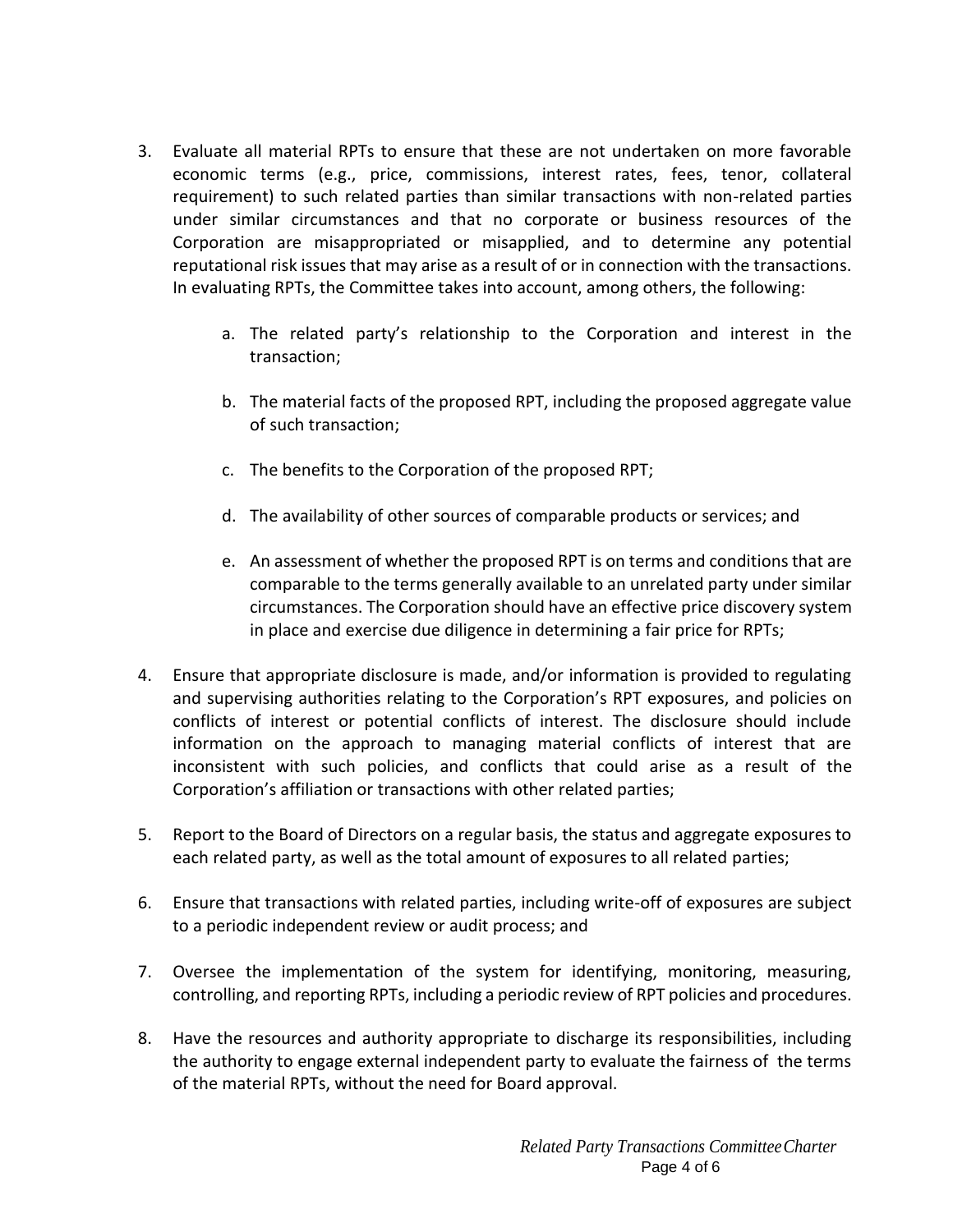3. Evaluate all material RPTs to ensure that these are not undertaken on more favorable economic terms (e.g., price, commissions, interest rates, fees, tenor, collateral requirement) to such related parties than similar transactions with non-related parties under similar circumstances and that no corporate or business resources of the Corporation are misappropriated or misapplied, and to determine any potential reputational risk issues that may arise as a result of or in connection with the transactions. In evaluating RPTs, the Committee takes into account, among others, the following:

    a. The related party's relationship to the Corporation and interest in the transaction;

    b. The material facts of the proposed RPT, including the proposed aggregate value of such transaction;

    c. The benefits to the Corporation of the proposed RPT;

    d. The availability of other sources of comparable products or services; and

    e. An assessment of whether the proposed RPT is on terms and conditions that are comparable to the terms generally available to an unrelated party under similar circumstances. The Corporation should have an effective price discovery system in place and exercise due diligence in determining a fair price for RPTs;

4. Ensure that appropriate disclosure is made, and/or information is provided to regulating and supervising authorities relating to the Corporation's RPT exposures, and policies on conflicts of interest or potential conflicts of interest. The disclosure should include information on the approach to managing material conflicts of interest that are inconsistent with such policies, and conflicts that could arise as a result of the Corporation's affiliation or transactions with other related parties;

5. Report to the Board of Directors on a regular basis, the status and aggregate exposures to each related party, as well as the total amount of exposures to all related parties;

6. Ensure that transactions with related parties, including write-off of exposures are subject to a periodic independent review or audit process; and

7. Oversee the implementation of the system for identifying, monitoring, measuring, controlling, and reporting RPTs, including a periodic review of RPT policies and procedures.

8. Have the resources and authority appropriate to discharge its responsibilities, including the authority to engage external independent party to evaluate the fairness of the terms of the material RPTs, without the need for Board approval.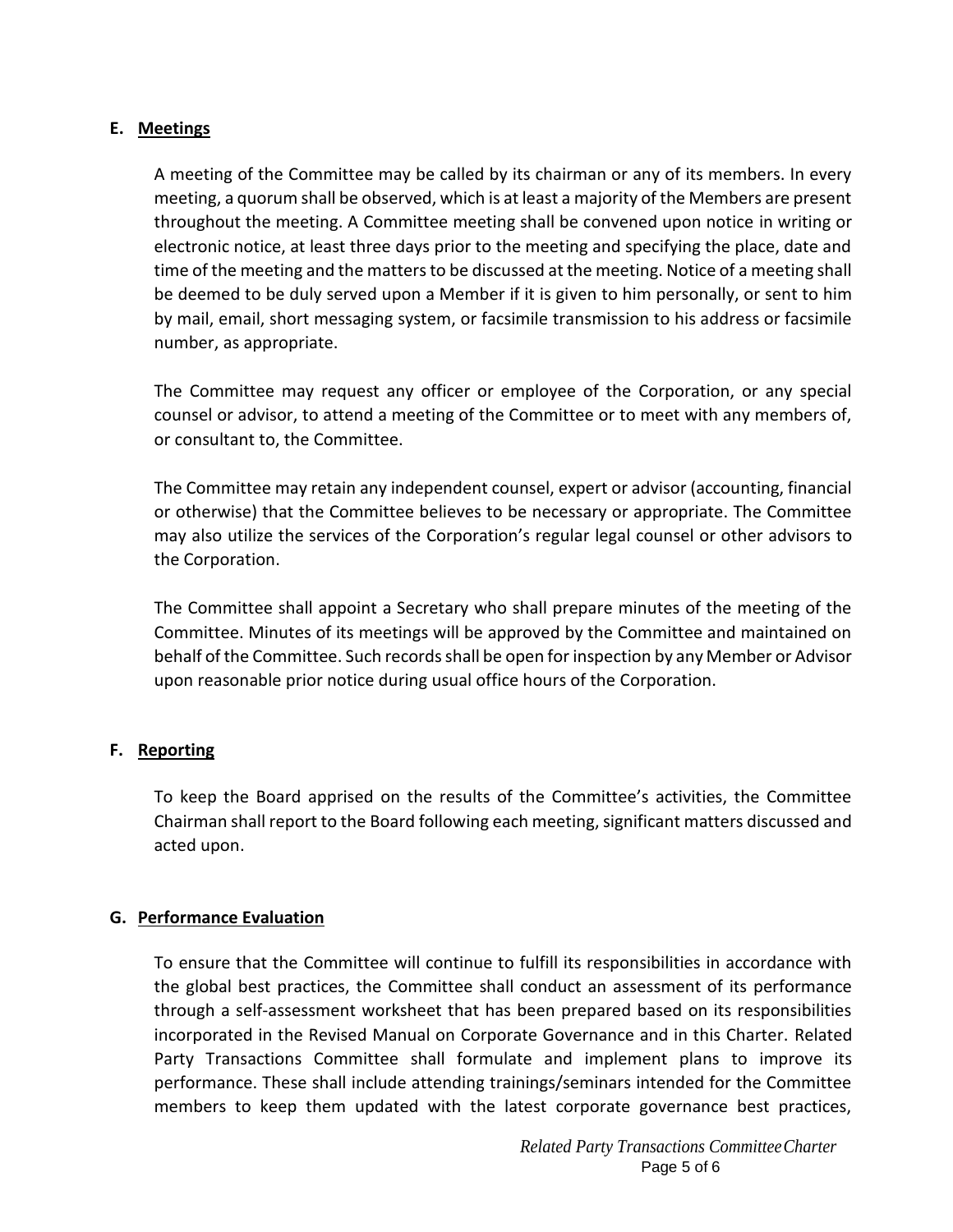**E. Meetings**

A meeting of the Committee may be called by its chairman or any of its members. In every meeting, a quorum shall be observed, which is at least a majority of the Members are present throughout the meeting. A Committee meeting shall be convened upon notice in writing or electronic notice, at least three days prior to the meeting and specifying the place, date and time of the meeting and the matters to be discussed at the meeting. Notice of a meeting shall be deemed to be duly served upon a Member if it is given to him personally, or sent to him by mail, email, short messaging system, or facsimile transmission to his address or facsimile number, as appropriate.

The Committee may request any officer or employee of the Corporation, or any special counsel or advisor, to attend a meeting of the Committee or to meet with any members of, or consultant to, the Committee.

The Committee may retain any independent counsel, expert or advisor (accounting, financial or otherwise) that the Committee believes to be necessary or appropriate. The Committee may also utilize the services of the Corporation's regular legal counsel or other advisors to the Corporation.

The Committee shall appoint a Secretary who shall prepare minutes of the meeting of the Committee. Minutes of its meetings will be approved by the Committee and maintained on behalf of the Committee. Such records shall be open for inspection by any Member or Advisor upon reasonable prior notice during usual office hours of the Corporation.

**F. Reporting**

To keep the Board apprised on the results of the Committee's activities, the Committee Chairman shall report to the Board following each meeting, significant matters discussed and acted upon.

**G. Performance Evaluation**

To ensure that the Committee will continue to fulfill its responsibilities in accordance with the global best practices, the Committee shall conduct an assessment of its performance through a self-assessment worksheet that has been prepared based on its responsibilities incorporated in the Revised Manual on Corporate Governance and in this Charter. Related Party Transactions Committee shall formulate and implement plans to improve its performance. These shall include attending trainings/seminars intended for the Committee members to keep them updated with the latest corporate governance best practices,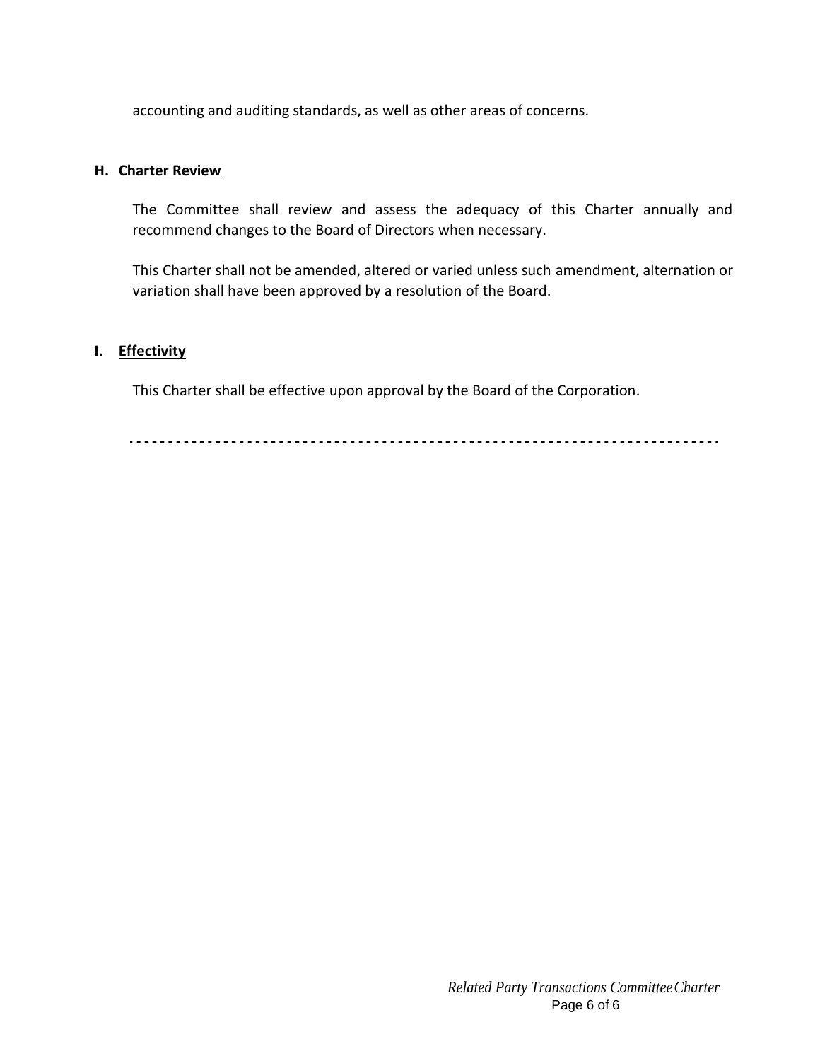accounting and auditing standards, as well as other areas of concerns.

### H. Charter Review

The Committee shall review and assess the adequacy of this Charter annually and recommend changes to the Board of Directors when necessary.

This Charter shall not be amended, altered or varied unless such amendment, alternation or variation shall have been approved by a resolution of the Board.

### I. Effectivity

This Charter shall be effective upon approval by the Board of the Corporation.

---